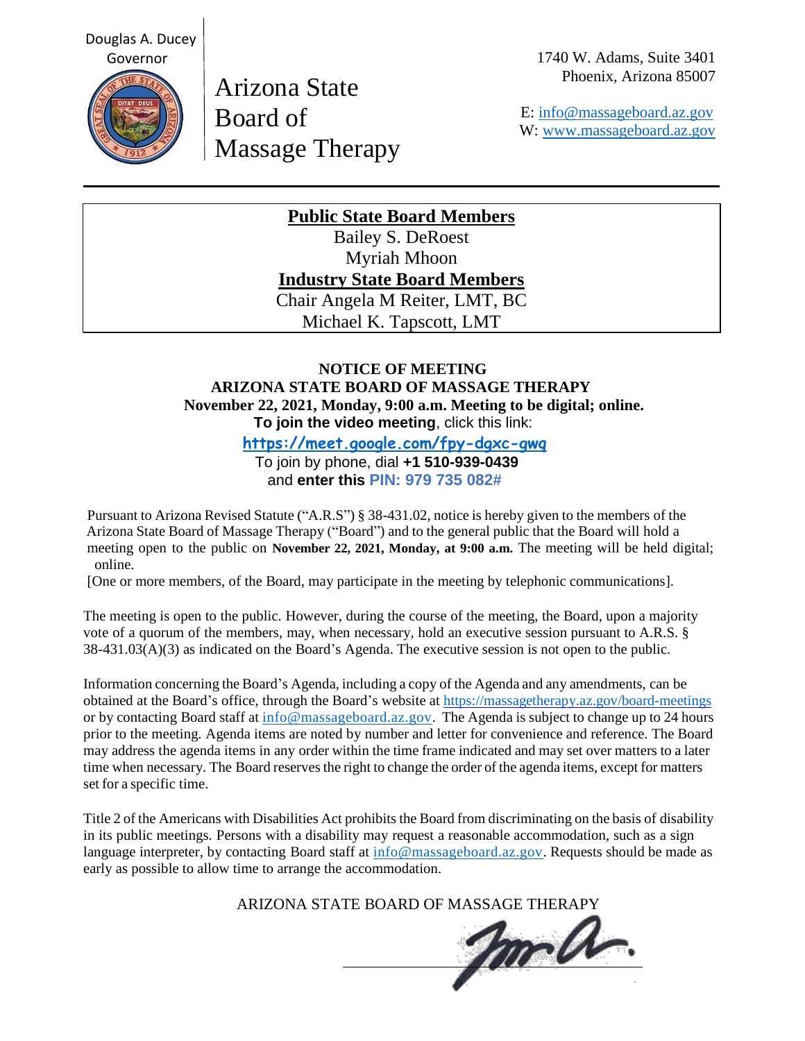Douglas A. Ducey
Governor

# Arizona State Board of Massage Therapy

1740 W. Adams, Suite 3401
Phoenix, Arizona 85007

E: [info@massageboard.az.gov](mailto:info@massageboard.az.gov)
W: [www.massageboard.az.gov](http://www.massageboard.az.gov)

---

**Public State Board Members**
Bailey S. DeRoest
Myriah Mhoon
**Industry State Board Members**
Chair Angela M Reiter, LMT, BC
Michael K. Tapscott, LMT

**NOTICE OF MEETING**
**ARIZONA STATE BOARD OF MASSAGE THERAPY**
**November 22, 2021, Monday, 9:00 a.m. Meeting to be digital; online.**
**To join the video meeting**, click this link:
**https://meet.google.com/fpy-dgxc-gwq**
To join by phone, dial **+1 510-939-0439**
and **enter this PIN: 979 735 082#**

Pursuant to Arizona Revised Statute ("A.R.S") § 38-431.02, notice is hereby given to the members of the Arizona State Board of Massage Therapy ("Board") and to the general public that the Board will hold a meeting open to the public on **November 22, 2021, Monday, at 9:00 a.m.** The meeting will be held digital; online.
[One or more members, of the Board, may participate in the meeting by telephonic communications].

The meeting is open to the public. However, during the course of the meeting, the Board, upon a majority vote of a quorum of the members, may, when necessary, hold an executive session pursuant to A.R.S. § 38-431.03(A)(3) as indicated on the Board's Agenda. The executive session is not open to the public.

Information concerning the Board's Agenda, including a copy of the Agenda and any amendments, can be obtained at the Board's office, through the Board's website at https://massagetherapy.az.gov/board-meetings or by contacting Board staff at info@massageboard.az.gov. The Agenda is subject to change up to 24 hours prior to the meeting. Agenda items are noted by number and letter for convenience and reference. The Board may address the agenda items in any order within the time frame indicated and may set over matters to a later time when necessary. The Board reserves the right to change the order of the agenda items, except for matters set for a specific time.

Title 2 of the Americans with Disabilities Act prohibits the Board from discriminating on the basis of disability in its public meetings. Persons with a disability may request a reasonable accommodation, such as a sign language interpreter, by contacting Board staff at info@massageboard.az.gov. Requests should be made as early as possible to allow time to arrange the accommodation.

ARIZONA STATE BOARD OF MASSAGE THERAPY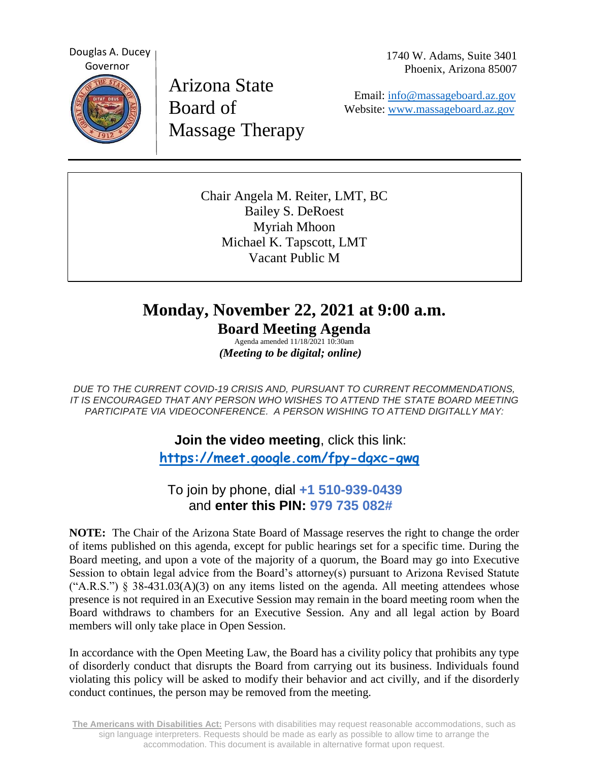Douglas A. Ducey
Governor

Arizona State Board of Massage Therapy

1740 W. Adams, Suite 3401
Phoenix, Arizona 85007

Email: info@massageboard.az.gov
Website: www.massageboard.az.gov

---

Chair Angela M. Reiter, LMT, BC
Bailey S. DeRoest
Myriah Mhoon
Michael K. Tapscott, LMT
Vacant Public M

# Monday, November 22, 2021 at 9:00 a.m.

## Board Meeting Agenda

Agenda amended 11/18/2021 10:30am

***(Meeting to be digital; online)***

*DUE TO THE CURRENT COVID-19 CRISIS AND, PURSUANT TO CURRENT RECOMMENDATIONS, IT IS ENCOURAGED THAT ANY PERSON WHO WISHES TO ATTEND THE STATE BOARD MEETING PARTICIPATE VIA VIDEOCONFERENCE. A PERSON WISHING TO ATTEND DIGITALLY MAY:*

**Join the video meeting**, click this link:
**https://meet.google.com/fpy-dgxc-gwq**

To join by phone, dial **+1 510-939-0439** and **enter this PIN: 979 735 082#**

**NOTE:** The Chair of the Arizona State Board of Massage reserves the right to change the order of items published on this agenda, except for public hearings set for a specific time. During the Board meeting, and upon a vote of the majority of a quorum, the Board may go into Executive Session to obtain legal advice from the Board's attorney(s) pursuant to Arizona Revised Statute ("A.R.S.") § 38-431.03(A)(3) on any items listed on the agenda. All meeting attendees whose presence is not required in an Executive Session may remain in the board meeting room when the Board withdraws to chambers for an Executive Session. Any and all legal action by Board members will only take place in Open Session.

In accordance with the Open Meeting Law, the Board has a civility policy that prohibits any type of disorderly conduct that disrupts the Board from carrying out its business. Individuals found violating this policy will be asked to modify their behavior and act civilly, and if the disorderly conduct continues, the person may be removed from the meeting.

**The Americans with Disabilities Act:** Persons with disabilities may request reasonable accommodations, such as sign language interpreters. Requests should be made as early as possible to allow time to arrange the accommodation. This document is available in alternative format upon request.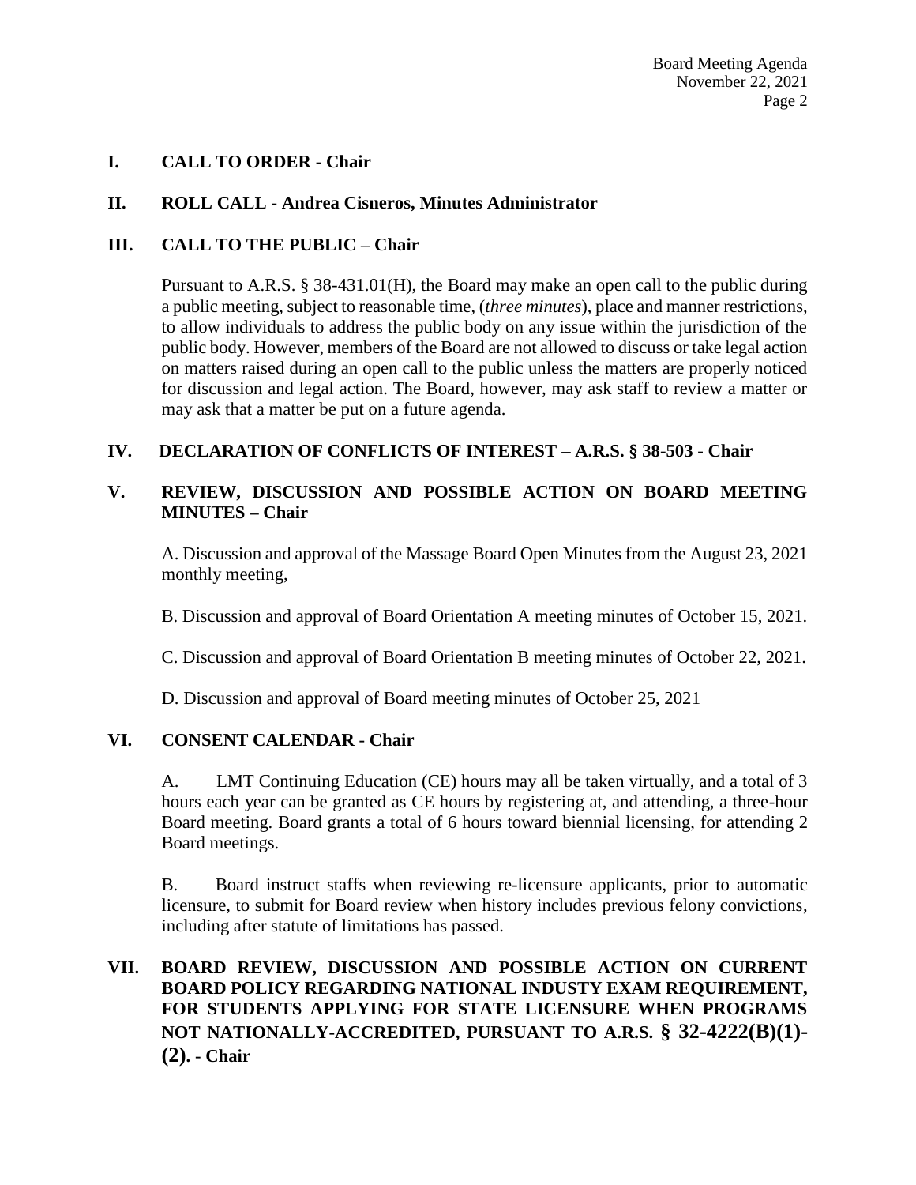## I. CALL TO ORDER - Chair

## II. ROLL CALL - Andrea Cisneros, Minutes Administrator

## III. CALL TO THE PUBLIC – Chair

Pursuant to A.R.S. § 38-431.01(H), the Board may make an open call to the public during a public meeting, subject to reasonable time, (*three minutes*), place and manner restrictions, to allow individuals to address the public body on any issue within the jurisdiction of the public body. However, members of the Board are not allowed to discuss or take legal action on matters raised during an open call to the public unless the matters are properly noticed for discussion and legal action. The Board, however, may ask staff to review a matter or may ask that a matter be put on a future agenda.

## IV. DECLARATION OF CONFLICTS OF INTEREST – A.R.S. § 38-503 - Chair

## V. REVIEW, DISCUSSION AND POSSIBLE ACTION ON BOARD MEETING MINUTES – Chair

A. Discussion and approval of the Massage Board Open Minutes from the August 23, 2021 monthly meeting,

B. Discussion and approval of Board Orientation A meeting minutes of October 15, 2021.

C. Discussion and approval of Board Orientation B meeting minutes of October 22, 2021.

D. Discussion and approval of Board meeting minutes of October 25, 2021

## VI. CONSENT CALENDAR - Chair

A. LMT Continuing Education (CE) hours may all be taken virtually, and a total of 3 hours each year can be granted as CE hours by registering at, and attending, a three-hour Board meeting. Board grants a total of 6 hours toward biennial licensing, for attending 2 Board meetings.

B. Board instruct staffs when reviewing re-licensure applicants, prior to automatic licensure, to submit for Board review when history includes previous felony convictions, including after statute of limitations has passed.

## VII. BOARD REVIEW, DISCUSSION AND POSSIBLE ACTION ON CURRENT BOARD POLICY REGARDING NATIONAL INDUSTY EXAM REQUIREMENT, FOR STUDENTS APPLYING FOR STATE LICENSURE WHEN PROGRAMS NOT NATIONALLY-ACCREDITED, PURSUANT TO A.R.S. § 32-4222(B)(1)-(2). - Chair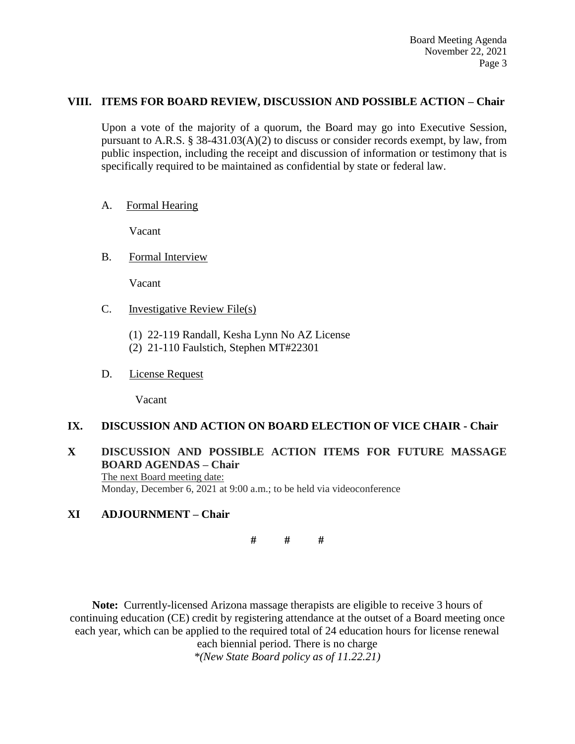## VIII. ITEMS FOR BOARD REVIEW, DISCUSSION AND POSSIBLE ACTION – Chair

Upon a vote of the majority of a quorum, the Board may go into Executive Session, pursuant to A.R.S. § 38-431.03(A)(2) to discuss or consider records exempt, by law, from public inspection, including the receipt and discussion of information or testimony that is specifically required to be maintained as confidential by state or federal law.

A. Formal Hearing

Vacant

B. Formal Interview

Vacant

C. Investigative Review File(s)

(1) 22-119 Randall, Kesha Lynn No AZ License
(2) 21-110 Faulstich, Stephen MT#22301

D. License Request

Vacant

## IX. DISCUSSION AND ACTION ON BOARD ELECTION OF VICE CHAIR - Chair

## X DISCUSSION AND POSSIBLE ACTION ITEMS FOR FUTURE MASSAGE BOARD AGENDAS – Chair

The next Board meeting date:
Monday, December 6, 2021 at 9:00 a.m.; to be held via videoconference

## XI ADJOURNMENT – Chair

# # #

**Note:** Currently-licensed Arizona massage therapists are eligible to receive 3 hours of continuing education (CE) credit by registering attendance at the outset of a Board meeting once each year, which can be applied to the required total of 24 education hours for license renewal each biennial period. There is no charge
*\*(New State Board policy as of 11.22.21)*